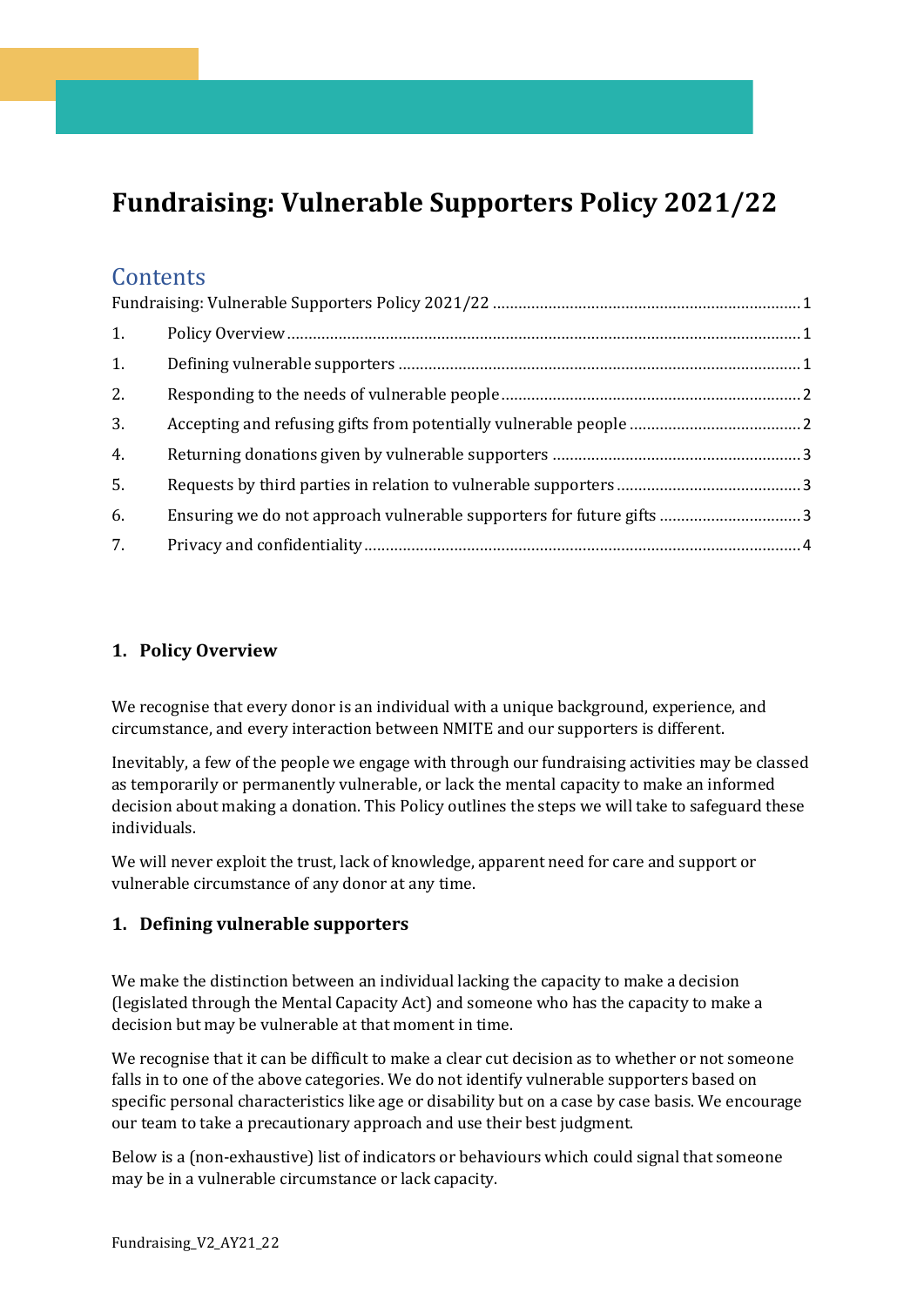# Fundraising: Vulnerable Supporters Policy 2021/22

## Contents

Fundraising: Vulnerable Supporters Policy 2021/22 ........ 1

1. Policy Overview ........ 1
1. Defining vulnerable supporters ........ 1
2. Responding to the needs of vulnerable people ........ 2
3. Accepting and refusing gifts from potentially vulnerable people ........ 2
4. Returning donations given by vulnerable supporters ........ 3
5. Requests by third parties in relation to vulnerable supporters ........ 3
6. Ensuring we do not approach vulnerable supporters for future gifts ........ 3
7. Privacy and confidentiality ........ 4

### 1. Policy Overview

We recognise that every donor is an individual with a unique background, experience, and circumstance, and every interaction between NMITE and our supporters is different.

Inevitably, a few of the people we engage with through our fundraising activities may be classed as temporarily or permanently vulnerable, or lack the mental capacity to make an informed decision about making a donation. This Policy outlines the steps we will take to safeguard these individuals.

We will never exploit the trust, lack of knowledge, apparent need for care and support or vulnerable circumstance of any donor at any time.

### 1. Defining vulnerable supporters

We make the distinction between an individual lacking the capacity to make a decision (legislated through the Mental Capacity Act) and someone who has the capacity to make a decision but may be vulnerable at that moment in time.

We recognise that it can be difficult to make a clear cut decision as to whether or not someone falls in to one of the above categories. We do not identify vulnerable supporters based on specific personal characteristics like age or disability but on a case by case basis. We encourage our team to take a precautionary approach and use their best judgment.

Below is a (non-exhaustive) list of indicators or behaviours which could signal that someone may be in a vulnerable circumstance or lack capacity.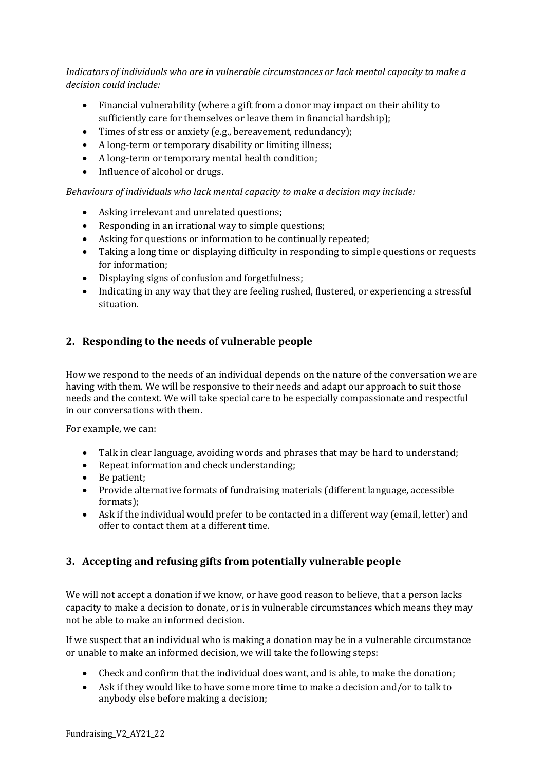*Indicators of individuals who are in vulnerable circumstances or lack mental capacity to make a decision could include:*

- Financial vulnerability (where a gift from a donor may impact on their ability to sufficiently care for themselves or leave them in financial hardship);
- Times of stress or anxiety (e.g., bereavement, redundancy);
- A long-term or temporary disability or limiting illness;
- A long-term or temporary mental health condition;
- Influence of alcohol or drugs.

*Behaviours of individuals who lack mental capacity to make a decision may include:*

- Asking irrelevant and unrelated questions;
- Responding in an irrational way to simple questions;
- Asking for questions or information to be continually repeated;
- Taking a long time or displaying difficulty in responding to simple questions or requests for information;
- Displaying signs of confusion and forgetfulness;
- Indicating in any way that they are feeling rushed, flustered, or experiencing a stressful situation.

## 2. Responding to the needs of vulnerable people

How we respond to the needs of an individual depends on the nature of the conversation we are having with them. We will be responsive to their needs and adapt our approach to suit those needs and the context. We will take special care to be especially compassionate and respectful in our conversations with them.

For example, we can:

- Talk in clear language, avoiding words and phrases that may be hard to understand;
- Repeat information and check understanding;
- Be patient;
- Provide alternative formats of fundraising materials (different language, accessible formats);
- Ask if the individual would prefer to be contacted in a different way (email, letter) and offer to contact them at a different time.

## 3. Accepting and refusing gifts from potentially vulnerable people

We will not accept a donation if we know, or have good reason to believe, that a person lacks capacity to make a decision to donate, or is in vulnerable circumstances which means they may not be able to make an informed decision.

If we suspect that an individual who is making a donation may be in a vulnerable circumstance or unable to make an informed decision, we will take the following steps:

- Check and confirm that the individual does want, and is able, to make the donation;
- Ask if they would like to have some more time to make a decision and/or to talk to anybody else before making a decision;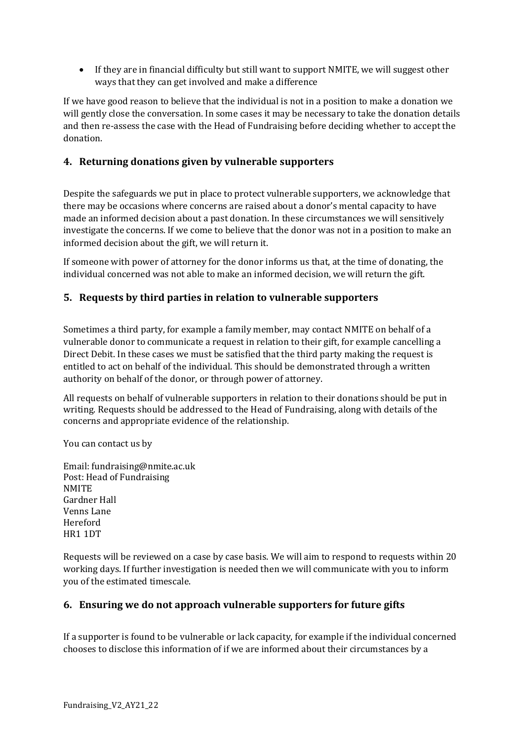- If they are in financial difficulty but still want to support NMITE, we will suggest other ways that they can get involved and make a difference

If we have good reason to believe that the individual is not in a position to make a donation we will gently close the conversation. In some cases it may be necessary to take the donation details and then re-assess the case with the Head of Fundraising before deciding whether to accept the donation.

## 4. Returning donations given by vulnerable supporters

Despite the safeguards we put in place to protect vulnerable supporters, we acknowledge that there may be occasions where concerns are raised about a donor's mental capacity to have made an informed decision about a past donation. In these circumstances we will sensitively investigate the concerns. If we come to believe that the donor was not in a position to make an informed decision about the gift, we will return it.

If someone with power of attorney for the donor informs us that, at the time of donating, the individual concerned was not able to make an informed decision, we will return the gift.

## 5. Requests by third parties in relation to vulnerable supporters

Sometimes a third party, for example a family member, may contact NMITE on behalf of a vulnerable donor to communicate a request in relation to their gift, for example cancelling a Direct Debit. In these cases we must be satisfied that the third party making the request is entitled to act on behalf of the individual. This should be demonstrated through a written authority on behalf of the donor, or through power of attorney.

All requests on behalf of vulnerable supporters in relation to their donations should be put in writing. Requests should be addressed to the Head of Fundraising, along with details of the concerns and appropriate evidence of the relationship.

You can contact us by

Email: fundraising@nmite.ac.uk
Post: Head of Fundraising
NMITE
Gardner Hall
Venns Lane
Hereford
HR1 1DT

Requests will be reviewed on a case by case basis. We will aim to respond to requests within 20 working days. If further investigation is needed then we will communicate with you to inform you of the estimated timescale.

## 6. Ensuring we do not approach vulnerable supporters for future gifts

If a supporter is found to be vulnerable or lack capacity, for example if the individual concerned chooses to disclose this information of if we are informed about their circumstances by a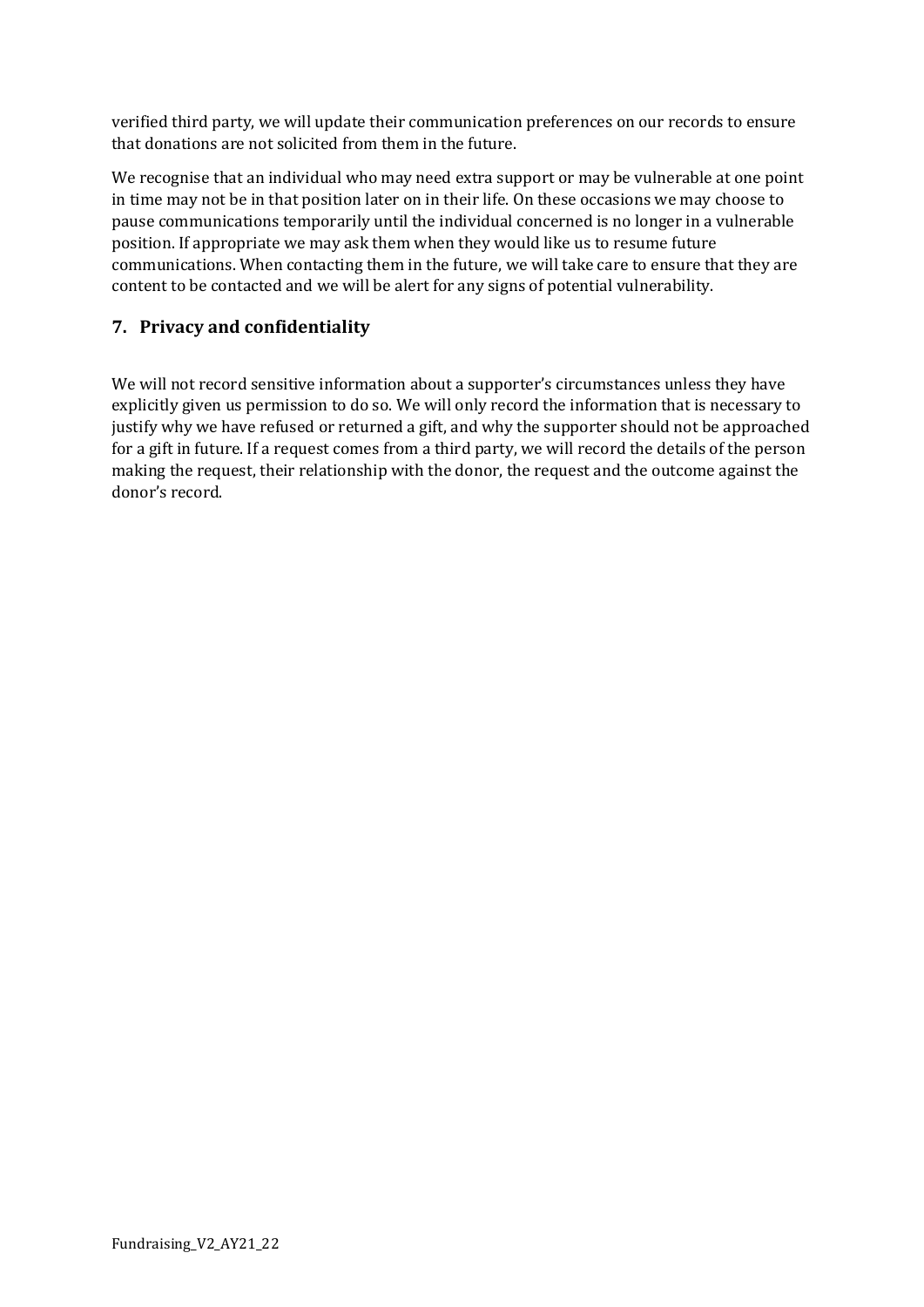verified third party, we will update their communication preferences on our records to ensure that donations are not solicited from them in the future.

We recognise that an individual who may need extra support or may be vulnerable at one point in time may not be in that position later on in their life. On these occasions we may choose to pause communications temporarily until the individual concerned is no longer in a vulnerable position. If appropriate we may ask them when they would like us to resume future communications. When contacting them in the future, we will take care to ensure that they are content to be contacted and we will be alert for any signs of potential vulnerability.

## 7. Privacy and confidentiality

We will not record sensitive information about a supporter's circumstances unless they have explicitly given us permission to do so. We will only record the information that is necessary to justify why we have refused or returned a gift, and why the supporter should not be approached for a gift in future. If a request comes from a third party, we will record the details of the person making the request, their relationship with the donor, the request and the outcome against the donor's record.